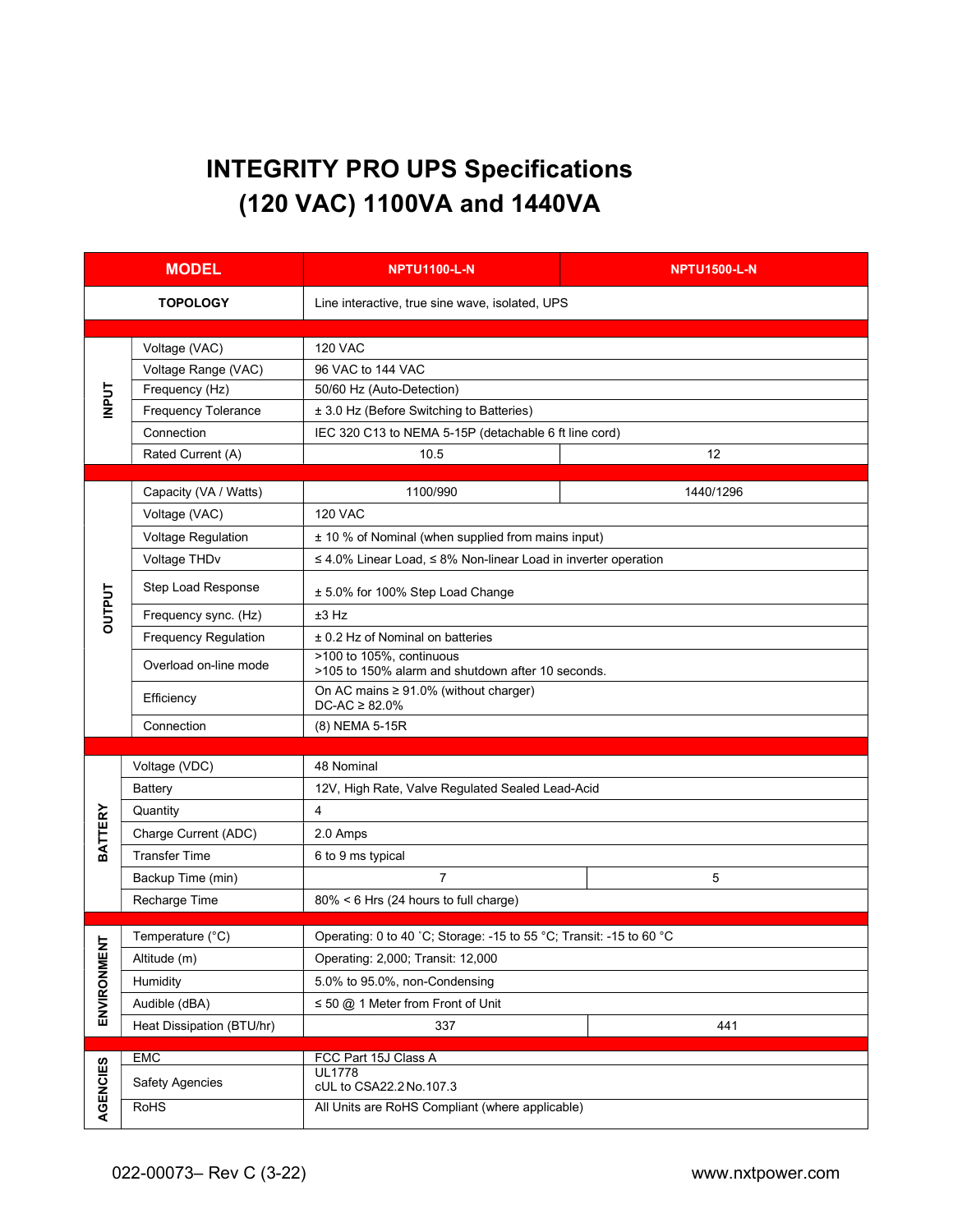# INTEGRITY PRO UPS Specifications (120 VAC) 1100VA and 1440VA

| MODEL | | NPTU1100-L-N | NPTU1500-L-N |
|---|---|---|---|
| TOPOLOGY | | Line interactive, true sine wave, isolated, UPS | |
| INPUT | Voltage (VAC) | 120 VAC | |
| | Voltage Range (VAC) | 96 VAC to 144 VAC | |
| | Frequency (Hz) | 50/60 Hz (Auto-Detection) | |
| | Frequency Tolerance | ± 3.0 Hz (Before Switching to Batteries) | |
| | Connection | IEC 320 C13 to NEMA 5-15P (detachable 6 ft line cord) | |
| | Rated Current (A) | 10.5 | 12 |
| OUTPUT | Capacity (VA / Watts) | 1100/990 | 1440/1296 |
| | Voltage (VAC) | 120 VAC | |
| | Voltage Regulation | ± 10 % of Nominal (when supplied from mains input) | |
| | Voltage THDv | ≤ 4.0% Linear Load, ≤ 8% Non-linear Load in inverter operation | |
| | Step Load Response | ± 5.0% for 100% Step Load Change | |
| | Frequency sync. (Hz) | ±3 Hz | |
| | Frequency Regulation | ± 0.2 Hz of Nominal on batteries | |
| | Overload on-line mode | >100 to 105%, continuous<br>>105 to 150% alarm and shutdown after 10 seconds. | |
| | Efficiency | On AC mains ≥ 91.0% (without charger)<br>DC-AC ≥ 82.0% | |
| | Connection | (8) NEMA 5-15R | |
| BATTERY | Voltage (VDC) | 48 Nominal | |
| | Battery | 12V, High Rate, Valve Regulated Sealed Lead-Acid | |
| | Quantity | 4 | |
| | Charge Current (ADC) | 2.0 Amps | |
| | Transfer Time | 6 to 9 ms typical | |
| | Backup Time (min) | 7 | 5 |
| | Recharge Time | 80% < 6 Hrs (24 hours to full charge) | |
| ENVIRONMENT | Temperature (°C) | Operating: 0 to 40 ˚C; Storage: -15 to 55 °C; Transit: -15 to 60 °C | |
| | Altitude (m) | Operating: 2,000; Transit: 12,000 | |
| | Humidity | 5.0% to 95.0%, non-Condensing | |
| | Audible (dBA) | ≤ 50 @ 1 Meter from Front of Unit | |
| | Heat Dissipation (BTU/hr) | 337 | 441 |
| AGENCIES | EMC | FCC Part 15J Class A | |
| | Safety Agencies | UL1778<br>cUL to CSA22.2 No.107.3 | |
| | RoHS | All Units are RoHS Compliant (where applicable) | |

022-00073– Rev C (3-22) www.nxtpower.com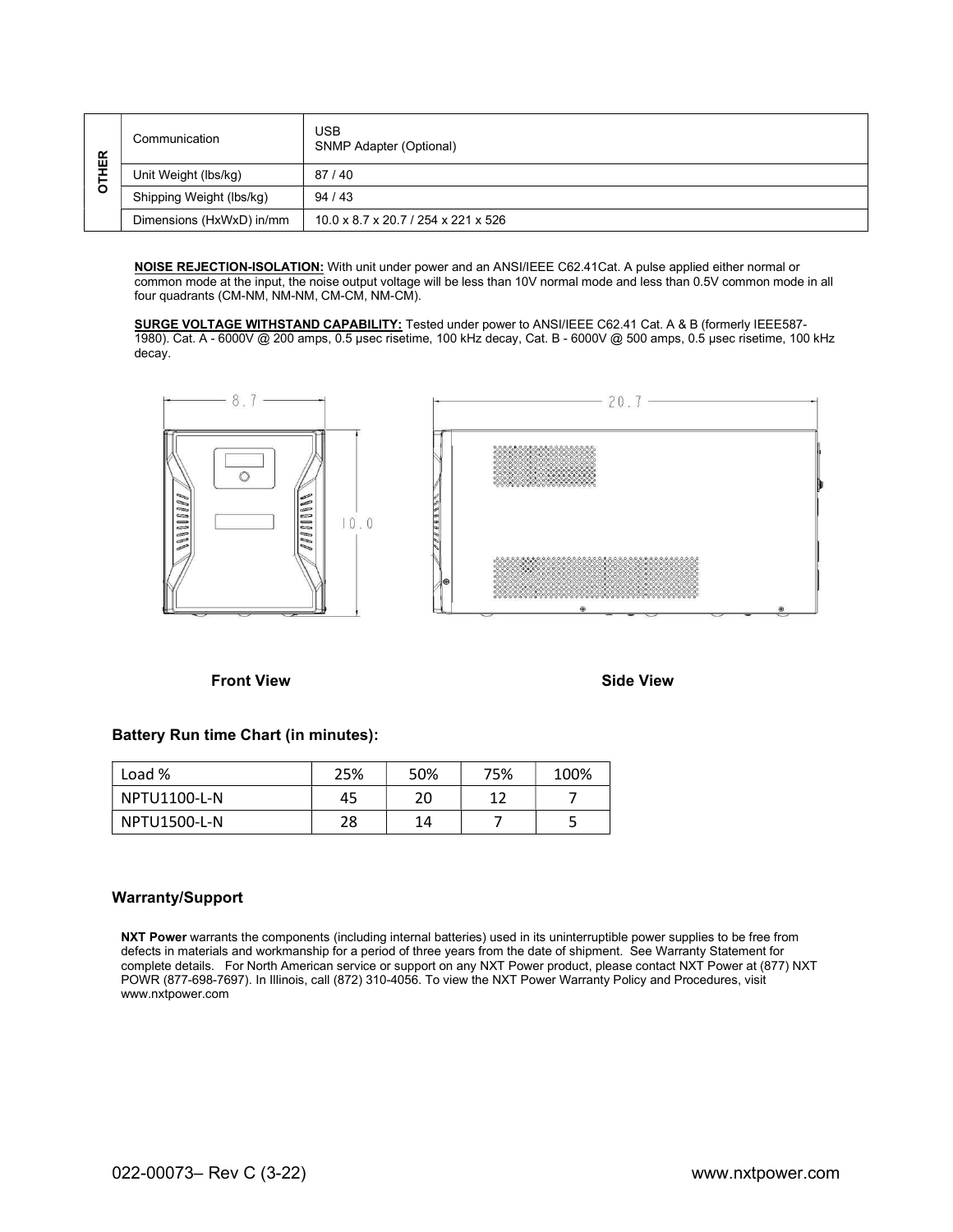| | | |
|---|---|---|
| OTHER | Communication | USB<br>SNMP Adapter (Optional) |
| | Unit Weight (lbs/kg) | 87 / 40 |
| | Shipping Weight (lbs/kg) | 94 / 43 |
| | Dimensions (HxWxD) in/mm | 10.0 x 8.7 x 20.7 / 254 x 221 x 526 |

**NOISE REJECTION-ISOLATION:** With unit under power and an ANSI/IEEE C62.41Cat. A pulse applied either normal or common mode at the input, the noise output voltage will be less than 10V normal mode and less than 0.5V common mode in all four quadrants (CM-NM, NM-NM, CM-CM, NM-CM).

**SURGE VOLTAGE WITHSTAND CAPABILITY:** Tested under power to ANSI/IEEE C62.41 Cat. A & B (formerly IEEE587-1980). Cat. A - 6000V @ 200 amps, 0.5 μsec risetime, 100 kHz decay, Cat. B - 6000V @ 500 amps, 0.5 μsec risetime, 100 kHz decay.

8.7

10.0

20.7

**Front View**

**Side View**

### Battery Run time Chart (in minutes):

| Load % | 25% | 50% | 75% | 100% |
|---|---|---|---|---|
| NPTU1100-L-N | 45 | 20 | 12 | 7 |
| NPTU1500-L-N | 28 | 14 | 7 | 5 |

### Warranty/Support

**NXT Power** warrants the components (including internal batteries) used in its uninterruptible power supplies to be free from defects in materials and workmanship for a period of three years from the date of shipment. See Warranty Statement for complete details. For North American service or support on any NXT Power product, please contact NXT Power at (877) NXT POWR (877-698-7697). In Illinois, call (872) 310-4056. To view the NXT Power Warranty Policy and Procedures, visit www.nxtpower.com

022-00073– Rev C (3-22)